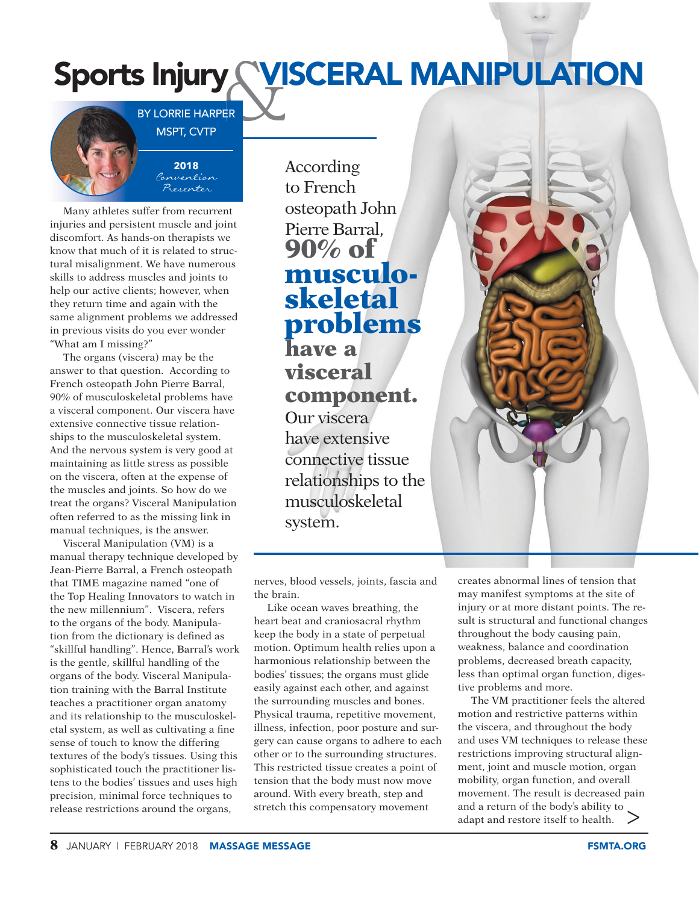# Sports Injury & VISCERAL MANIPULATION

BY LORRIE HARPER
MSPT, CVTP

**2018**
*Convention Presenter*

> According to French osteopath John Pierre Barral, **90% of musculo-skeletal problems have a visceral component.** Our viscera have extensive connective tissue relationships to the musculoskeletal system.

Many athletes suffer from recurrent injuries and persistent muscle and joint discomfort. As hands-on therapists we know that much of it is related to structural misalignment. We have numerous skills to address muscles and joints to help our active clients; however, when they return time and again with the same alignment problems we addressed in previous visits do you ever wonder "What am I missing?"

The organs (viscera) may be the answer to that question. According to French osteopath John Pierre Barral, 90% of musculoskeletal problems have a visceral component. Our viscera have extensive connective tissue relationships to the musculoskeletal system. And the nervous system is very good at maintaining as little stress as possible on the viscera, often at the expense of the muscles and joints. So how do we treat the organs? Visceral Manipulation often referred to as the missing link in manual techniques, is the answer.

Visceral Manipulation (VM) is a manual therapy technique developed by Jean-Pierre Barral, a French osteopath that TIME magazine named "one of the Top Healing Innovators to watch in the new millennium". Viscera, refers to the organs of the body. Manipulation from the dictionary is defined as "skillful handling". Hence, Barral's work is the gentle, skillful handling of the organs of the body. Visceral Manipulation training with the Barral Institute teaches a practitioner organ anatomy and its relationship to the musculoskeletal system, as well as cultivating a fine sense of touch to know the differing textures of the body's tissues. Using this sophisticated touch the practitioner listens to the bodies' tissues and uses high precision, minimal force techniques to release restrictions around the organs, nerves, blood vessels, joints, fascia and the brain.

Like ocean waves breathing, the heart beat and craniosacral rhythm keep the body in a state of perpetual motion. Optimum health relies upon a harmonious relationship between the bodies' tissues; the organs must glide easily against each other, and against the surrounding muscles and bones. Physical trauma, repetitive movement, illness, infection, poor posture and surgery can cause organs to adhere to each other or to the surrounding structures. This restricted tissue creates a point of tension that the body must now move around. With every breath, step and stretch this compensatory movement creates abnormal lines of tension that may manifest symptoms at the site of injury or at more distant points. The result is structural and functional changes throughout the body causing pain, weakness, balance and coordination problems, decreased breath capacity, less than optimal organ function, digestive problems and more.

The VM practitioner feels the altered motion and restrictive patterns within the viscera, and throughout the body and uses VM techniques to release these restrictions improving structural alignment, joint and muscle motion, organ mobility, organ function, and overall movement. The result is decreased pain and a return of the body's ability to adapt and restore itself to health. >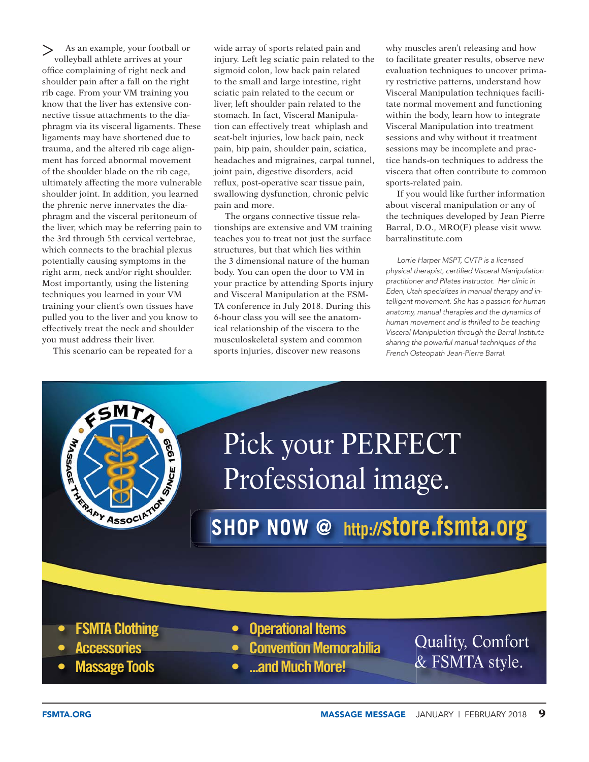As an example, your football or volleyball athlete arrives at your office complaining of right neck and shoulder pain after a fall on the right rib cage. From your VM training you know that the liver has extensive connective tissue attachments to the diaphragm via its visceral ligaments. These ligaments may have shortened due to trauma, and the altered rib cage alignment has forced abnormal movement of the shoulder blade on the rib cage, ultimately affecting the more vulnerable shoulder joint. In addition, you learned the phrenic nerve innervates the diaphragm and the visceral peritoneum of the liver, which may be referring pain to the 3rd through 5th cervical vertebrae, which connects to the brachial plexus potentially causing symptoms in the right arm, neck and/or right shoulder. Most importantly, using the listening techniques you learned in your VM training your client's own tissues have pulled you to the liver and you know to effectively treat the neck and shoulder you must address their liver.

This scenario can be repeated for a wide array of sports related pain and injury. Left leg sciatic pain related to the sigmoid colon, low back pain related to the small and large intestine, right sciatic pain related to the cecum or liver, left shoulder pain related to the stomach. In fact, Visceral Manipulation can effectively treat whiplash and seat-belt injuries, low back pain, neck pain, hip pain, shoulder pain, sciatica, headaches and migraines, carpal tunnel, joint pain, digestive disorders, acid reflux, post-operative scar tissue pain, swallowing dysfunction, chronic pelvic pain and more.

The organs connective tissue relationships are extensive and VM training teaches you to treat not just the surface structures, but that which lies within the 3 dimensional nature of the human body. You can open the door to VM in your practice by attending Sports injury and Visceral Manipulation at the FSMTA conference in July 2018. During this 6-hour class you will see the anatomical relationship of the viscera to the musculoskeletal system and common sports injuries, discover new reasons why muscles aren't releasing and how to facilitate greater results, observe new evaluation techniques to uncover primary restrictive patterns, understand how Visceral Manipulation techniques facilitate normal movement and functioning within the body, learn how to integrate Visceral Manipulation into treatment sessions and why without it treatment sessions may be incomplete and practice hands-on techniques to address the viscera that often contribute to common sports-related pain.

If you would like further information about visceral manipulation or any of the techniques developed by Jean Pierre Barral, D.O., MRO(F) please visit www.barralinstitute.com

*Lorrie Harper MSPT, CVTP is a licensed physical therapist, certified Visceral Manipulation practitioner and Pilates instructor. Her clinic in Eden, Utah specializes in manual therapy and intelligent movement. She has a passion for human anatomy, manual therapies and the dynamics of human movement and is thrilled to be teaching Visceral Manipulation through the Barral Institute sharing the powerful manual techniques of the French Osteopath Jean-Pierre Barral.*

FSMTA – Massage Therapy Association – Since 1939

# Pick your PERFECT Professional image.

**SHOP NOW @ http://store.fsmta.org**

- FSMTA Clothing
- Accessories
- Massage Tools
- Operational Items
- Convention Memorabilia
- ...and Much More!

Quality, Comfort & FSMTA style.